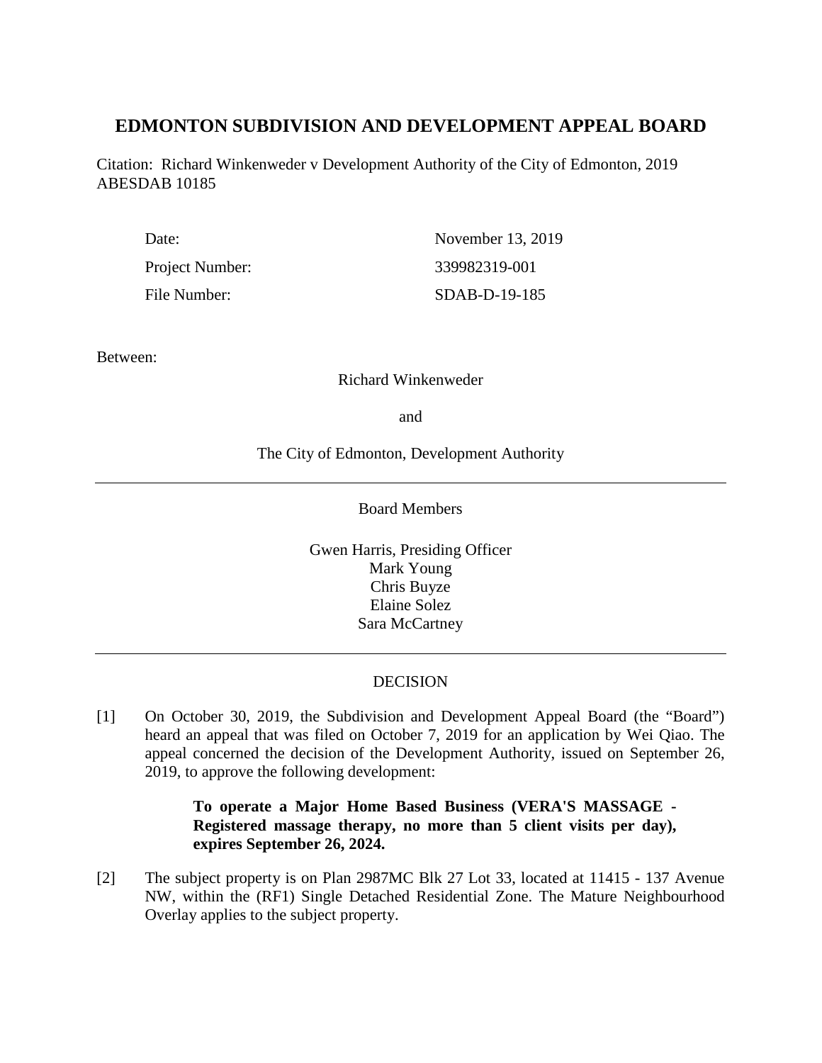# EDMONTON SUBDIVISION AND DEVELOPMENT APPEAL BOARD

Citation: Richard Winkenweder v Development Authority of the City of Edmonton, 2019 ABESDAB 10185

| | |
|---|---|
| Date: | November 13, 2019 |
| Project Number: | 339982319-001 |
| File Number: | SDAB-D-19-185 |

Between:

Richard Winkenweder

and

The City of Edmonton, Development Authority

---

Board Members

Gwen Harris, Presiding Officer
Mark Young
Chris Buyze
Elaine Solez
Sara McCartney

---

DECISION

[1] On October 30, 2019, the Subdivision and Development Appeal Board (the "Board") heard an appeal that was filed on October 7, 2019 for an application by Wei Qiao. The appeal concerned the decision of the Development Authority, issued on September 26, 2019, to approve the following development:

> **To operate a Major Home Based Business (VERA'S MASSAGE - Registered massage therapy, no more than 5 client visits per day), expires September 26, 2024.**

[2] The subject property is on Plan 2987MC Blk 27 Lot 33, located at 11415 - 137 Avenue NW, within the (RF1) Single Detached Residential Zone. The Mature Neighbourhood Overlay applies to the subject property.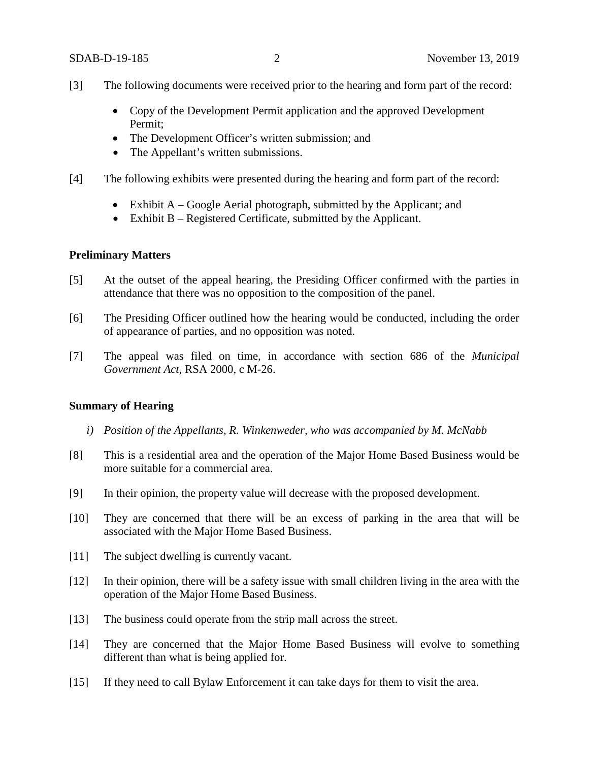[3] The following documents were received prior to the hearing and form part of the record:

- Copy of the Development Permit application and the approved Development Permit;
- The Development Officer's written submission; and
- The Appellant's written submissions.

[4] The following exhibits were presented during the hearing and form part of the record:

- Exhibit A – Google Aerial photograph, submitted by the Applicant; and
- Exhibit B – Registered Certificate, submitted by the Applicant.

**Preliminary Matters**

[5] At the outset of the appeal hearing, the Presiding Officer confirmed with the parties in attendance that there was no opposition to the composition of the panel.

[6] The Presiding Officer outlined how the hearing would be conducted, including the order of appearance of parties, and no opposition was noted.

[7] The appeal was filed on time, in accordance with section 686 of the *Municipal Government Act*, RSA 2000, c M-26.

**Summary of Hearing**

*i) Position of the Appellants, R. Winkenweder, who was accompanied by M. McNabb*

[8] This is a residential area and the operation of the Major Home Based Business would be more suitable for a commercial area.

[9] In their opinion, the property value will decrease with the proposed development.

[10] They are concerned that there will be an excess of parking in the area that will be associated with the Major Home Based Business.

[11] The subject dwelling is currently vacant.

[12] In their opinion, there will be a safety issue with small children living in the area with the operation of the Major Home Based Business.

[13] The business could operate from the strip mall across the street.

[14] They are concerned that the Major Home Based Business will evolve to something different than what is being applied for.

[15] If they need to call Bylaw Enforcement it can take days for them to visit the area.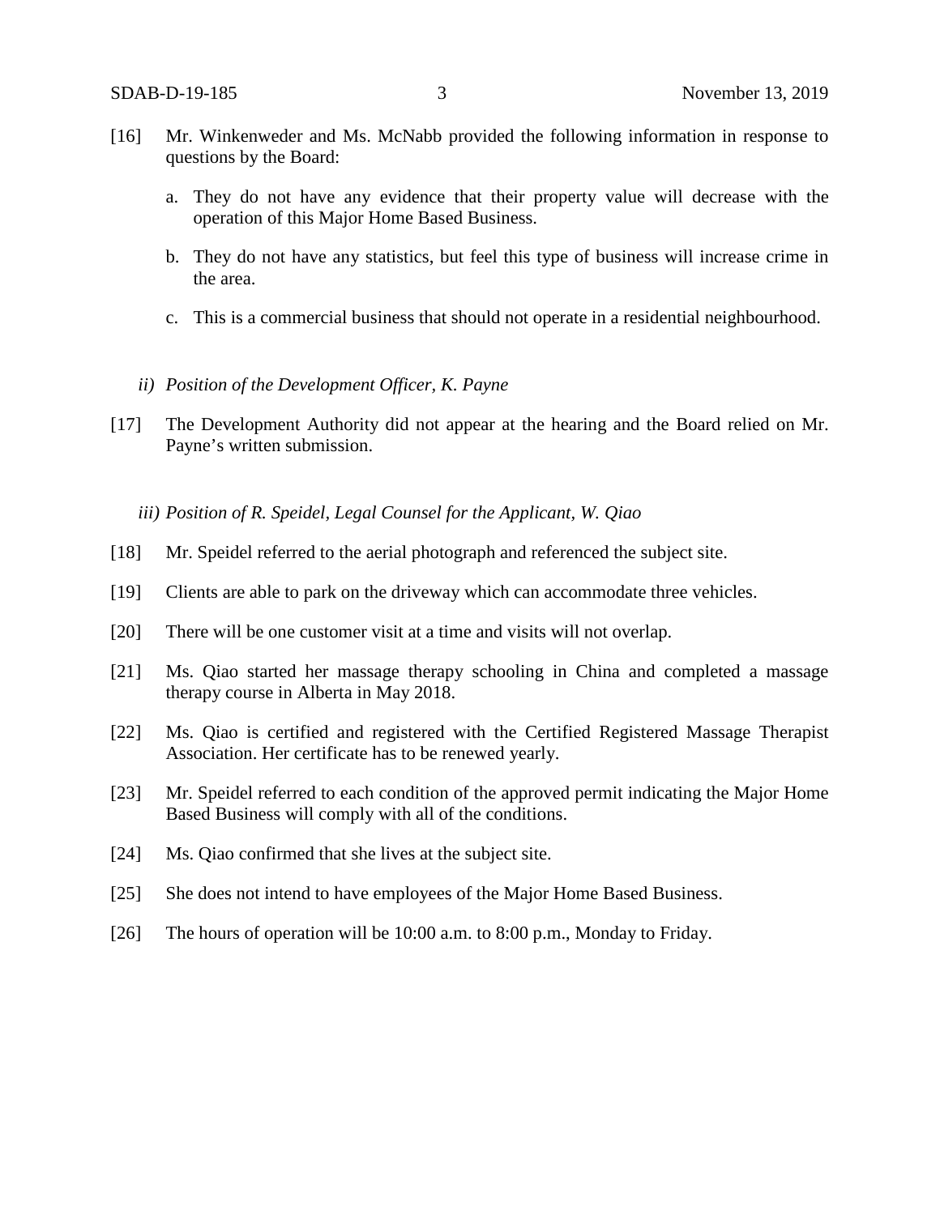[16] Mr. Winkenweder and Ms. McNabb provided the following information in response to questions by the Board:

a. They do not have any evidence that their property value will decrease with the operation of this Major Home Based Business.

b. They do not have any statistics, but feel this type of business will increase crime in the area.

c. This is a commercial business that should not operate in a residential neighbourhood.

*ii) Position of the Development Officer, K. Payne*

[17] The Development Authority did not appear at the hearing and the Board relied on Mr. Payne's written submission.

*iii) Position of R. Speidel, Legal Counsel for the Applicant, W. Qiao*

[18] Mr. Speidel referred to the aerial photograph and referenced the subject site.

[19] Clients are able to park on the driveway which can accommodate three vehicles.

[20] There will be one customer visit at a time and visits will not overlap.

[21] Ms. Qiao started her massage therapy schooling in China and completed a massage therapy course in Alberta in May 2018.

[22] Ms. Qiao is certified and registered with the Certified Registered Massage Therapist Association. Her certificate has to be renewed yearly.

[23] Mr. Speidel referred to each condition of the approved permit indicating the Major Home Based Business will comply with all of the conditions.

[24] Ms. Qiao confirmed that she lives at the subject site.

[25] She does not intend to have employees of the Major Home Based Business.

[26] The hours of operation will be 10:00 a.m. to 8:00 p.m., Monday to Friday.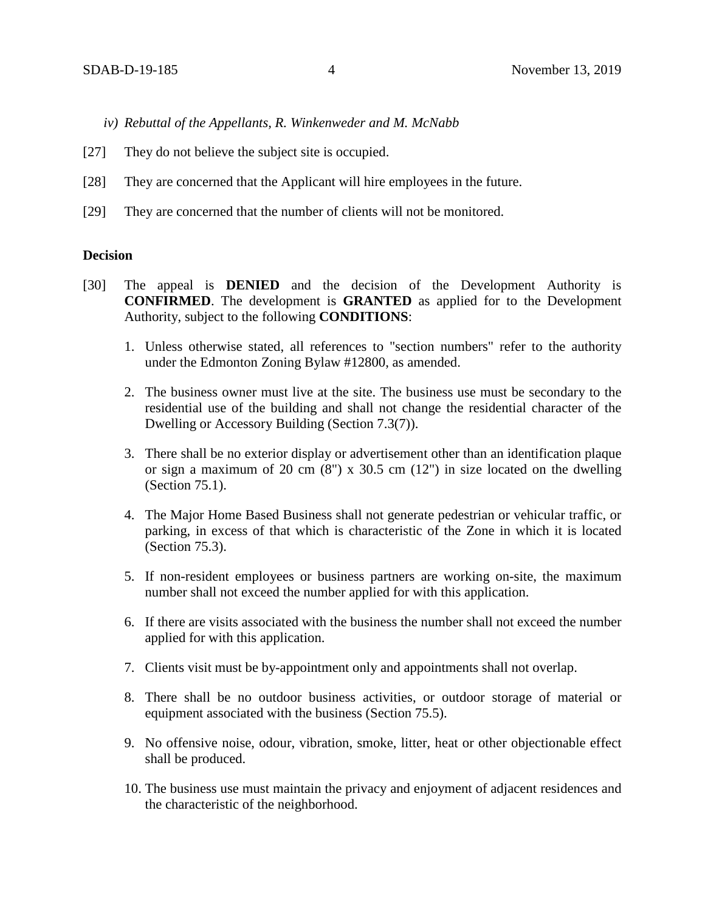*iv) Rebuttal of the Appellants, R. Winkenweder and M. McNabb*

[27] They do not believe the subject site is occupied.

[28] They are concerned that the Applicant will hire employees in the future.

[29] They are concerned that the number of clients will not be monitored.

**Decision**

[30] The appeal is **DENIED** and the decision of the Development Authority is **CONFIRMED**. The development is **GRANTED** as applied for to the Development Authority, subject to the following **CONDITIONS**:

1. Unless otherwise stated, all references to "section numbers" refer to the authority under the Edmonton Zoning Bylaw #12800, as amended.

2. The business owner must live at the site. The business use must be secondary to the residential use of the building and shall not change the residential character of the Dwelling or Accessory Building (Section 7.3(7)).

3. There shall be no exterior display or advertisement other than an identification plaque or sign a maximum of 20 cm (8") x 30.5 cm (12") in size located on the dwelling (Section 75.1).

4. The Major Home Based Business shall not generate pedestrian or vehicular traffic, or parking, in excess of that which is characteristic of the Zone in which it is located (Section 75.3).

5. If non-resident employees or business partners are working on-site, the maximum number shall not exceed the number applied for with this application.

6. If there are visits associated with the business the number shall not exceed the number applied for with this application.

7. Clients visit must be by-appointment only and appointments shall not overlap.

8. There shall be no outdoor business activities, or outdoor storage of material or equipment associated with the business (Section 75.5).

9. No offensive noise, odour, vibration, smoke, litter, heat or other objectionable effect shall be produced.

10. The business use must maintain the privacy and enjoyment of adjacent residences and the characteristic of the neighborhood.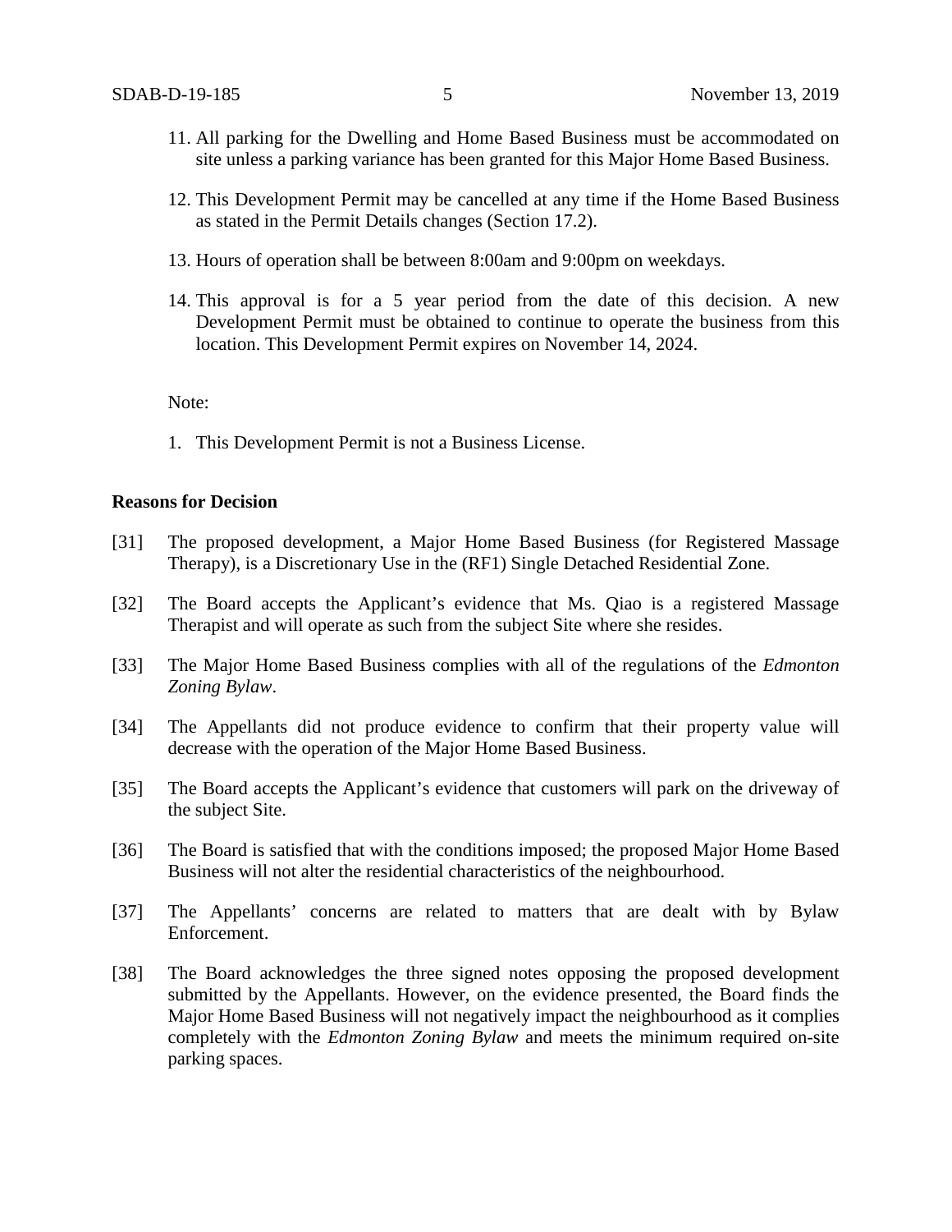11. All parking for the Dwelling and Home Based Business must be accommodated on site unless a parking variance has been granted for this Major Home Based Business.

12. This Development Permit may be cancelled at any time if the Home Based Business as stated in the Permit Details changes (Section 17.2).

13. Hours of operation shall be between 8:00am and 9:00pm on weekdays.

14. This approval is for a 5 year period from the date of this decision. A new Development Permit must be obtained to continue to operate the business from this location. This Development Permit expires on November 14, 2024.

Note:

1. This Development Permit is not a Business License.

**Reasons for Decision**

[31] The proposed development, a Major Home Based Business (for Registered Massage Therapy), is a Discretionary Use in the (RF1) Single Detached Residential Zone.

[32] The Board accepts the Applicant's evidence that Ms. Qiao is a registered Massage Therapist and will operate as such from the subject Site where she resides.

[33] The Major Home Based Business complies with all of the regulations of the *Edmonton Zoning Bylaw*.

[34] The Appellants did not produce evidence to confirm that their property value will decrease with the operation of the Major Home Based Business.

[35] The Board accepts the Applicant's evidence that customers will park on the driveway of the subject Site.

[36] The Board is satisfied that with the conditions imposed; the proposed Major Home Based Business will not alter the residential characteristics of the neighbourhood.

[37] The Appellants' concerns are related to matters that are dealt with by Bylaw Enforcement.

[38] The Board acknowledges the three signed notes opposing the proposed development submitted by the Appellants. However, on the evidence presented, the Board finds the Major Home Based Business will not negatively impact the neighbourhood as it complies completely with the *Edmonton Zoning Bylaw* and meets the minimum required on-site parking spaces.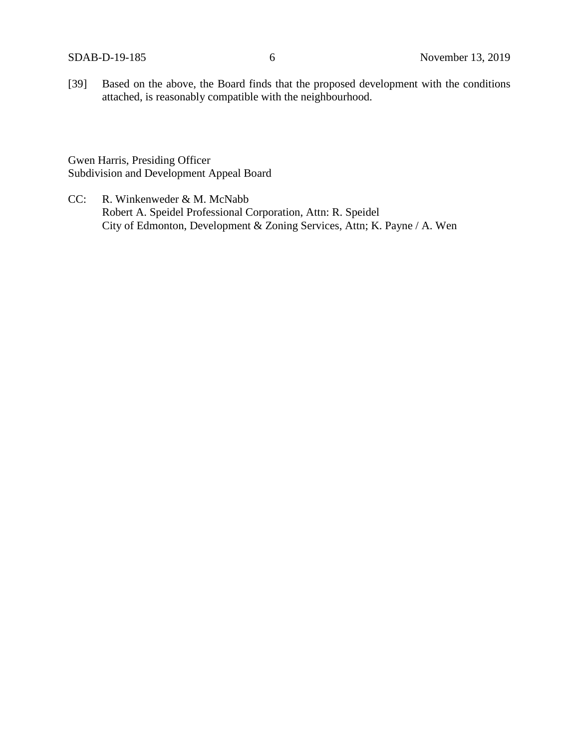[39] Based on the above, the Board finds that the proposed development with the conditions attached, is reasonably compatible with the neighbourhood.

Gwen Harris, Presiding Officer
Subdivision and Development Appeal Board

CC: R. Winkenweder & M. McNabb
Robert A. Speidel Professional Corporation, Attn: R. Speidel
City of Edmonton, Development & Zoning Services, Attn; K. Payne / A. Wen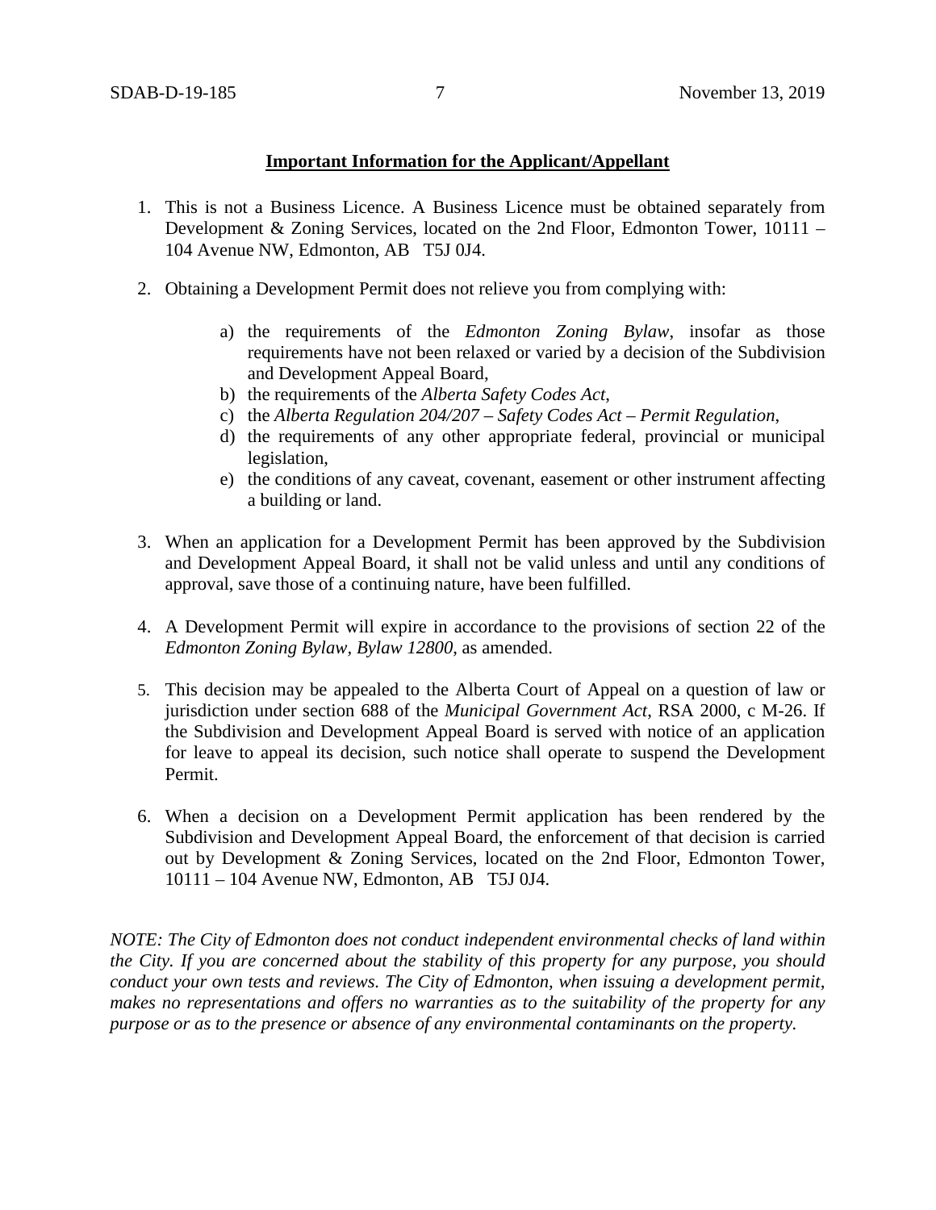**Important Information for the Applicant/Appellant**

1. This is not a Business Licence. A Business Licence must be obtained separately from Development & Zoning Services, located on the 2nd Floor, Edmonton Tower, 10111 – 104 Avenue NW, Edmonton, AB T5J 0J4.

2. Obtaining a Development Permit does not relieve you from complying with:

   a) the requirements of the *Edmonton Zoning Bylaw*, insofar as those requirements have not been relaxed or varied by a decision of the Subdivision and Development Appeal Board,
   b) the requirements of the *Alberta Safety Codes Act*,
   c) the *Alberta Regulation 204/207 – Safety Codes Act – Permit Regulation*,
   d) the requirements of any other appropriate federal, provincial or municipal legislation,
   e) the conditions of any caveat, covenant, easement or other instrument affecting a building or land.

3. When an application for a Development Permit has been approved by the Subdivision and Development Appeal Board, it shall not be valid unless and until any conditions of approval, save those of a continuing nature, have been fulfilled.

4. A Development Permit will expire in accordance to the provisions of section 22 of the *Edmonton Zoning Bylaw, Bylaw 12800*, as amended.

5. This decision may be appealed to the Alberta Court of Appeal on a question of law or jurisdiction under section 688 of the *Municipal Government Act*, RSA 2000, c M-26. If the Subdivision and Development Appeal Board is served with notice of an application for leave to appeal its decision, such notice shall operate to suspend the Development Permit.

6. When a decision on a Development Permit application has been rendered by the Subdivision and Development Appeal Board, the enforcement of that decision is carried out by Development & Zoning Services, located on the 2nd Floor, Edmonton Tower, 10111 – 104 Avenue NW, Edmonton, AB T5J 0J4.

*NOTE: The City of Edmonton does not conduct independent environmental checks of land within the City. If you are concerned about the stability of this property for any purpose, you should conduct your own tests and reviews. The City of Edmonton, when issuing a development permit, makes no representations and offers no warranties as to the suitability of the property for any purpose or as to the presence or absence of any environmental contaminants on the property.*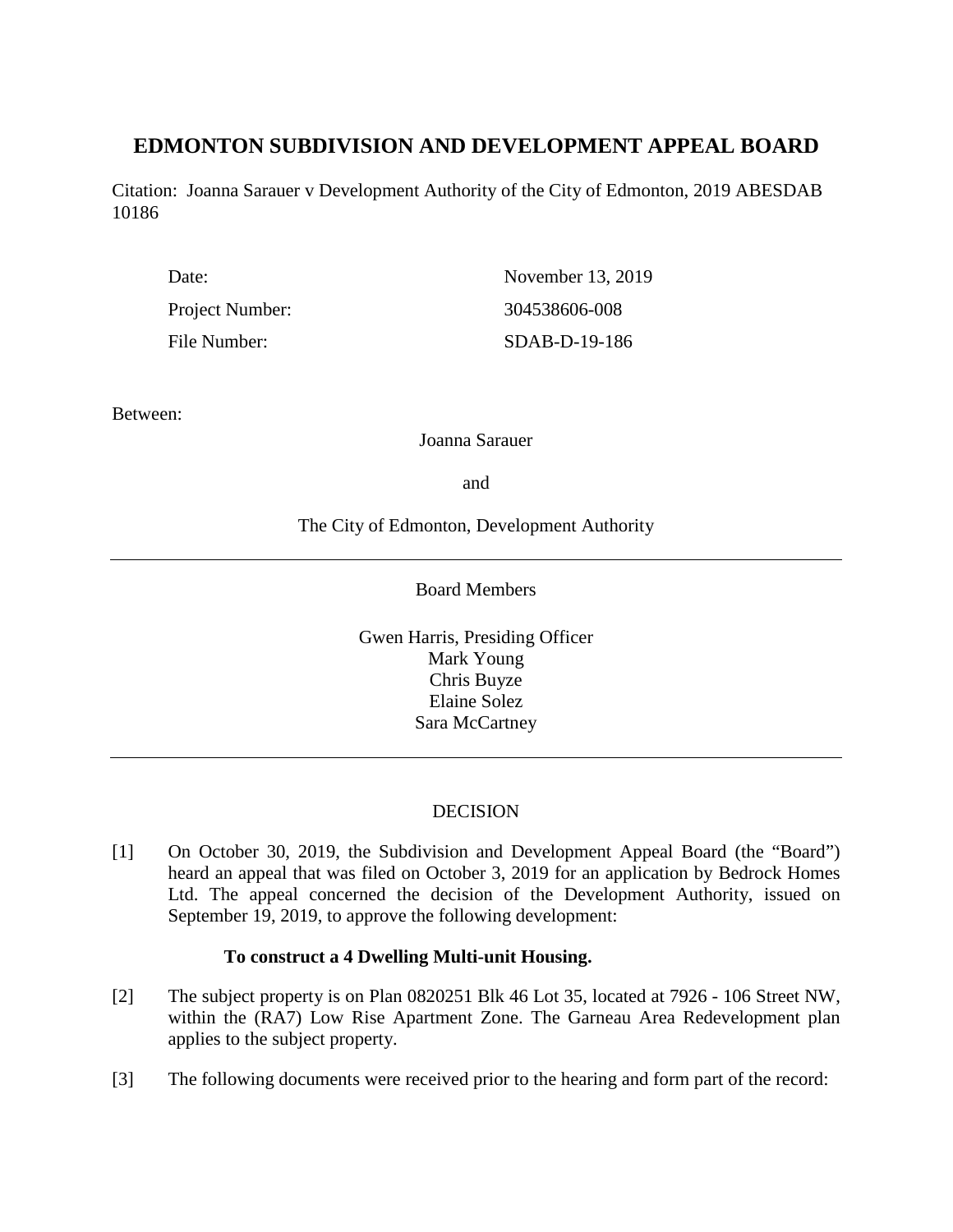# EDMONTON SUBDIVISION AND DEVELOPMENT APPEAL BOARD

Citation: Joanna Sarauer v Development Authority of the City of Edmonton, 2019 ABESDAB 10186

| | |
|---|---|
| Date: | November 13, 2019 |
| Project Number: | 304538606-008 |
| File Number: | SDAB-D-19-186 |

Between:

Joanna Sarauer

and

The City of Edmonton, Development Authority

---

Board Members

Gwen Harris, Presiding Officer
Mark Young
Chris Buyze
Elaine Solez
Sara McCartney

---

DECISION

[1] On October 30, 2019, the Subdivision and Development Appeal Board (the "Board") heard an appeal that was filed on October 3, 2019 for an application by Bedrock Homes Ltd. The appeal concerned the decision of the Development Authority, issued on September 19, 2019, to approve the following development:

**To construct a 4 Dwelling Multi-unit Housing.**

[2] The subject property is on Plan 0820251 Blk 46 Lot 35, located at 7926 - 106 Street NW, within the (RA7) Low Rise Apartment Zone. The Garneau Area Redevelopment plan applies to the subject property.

[3] The following documents were received prior to the hearing and form part of the record: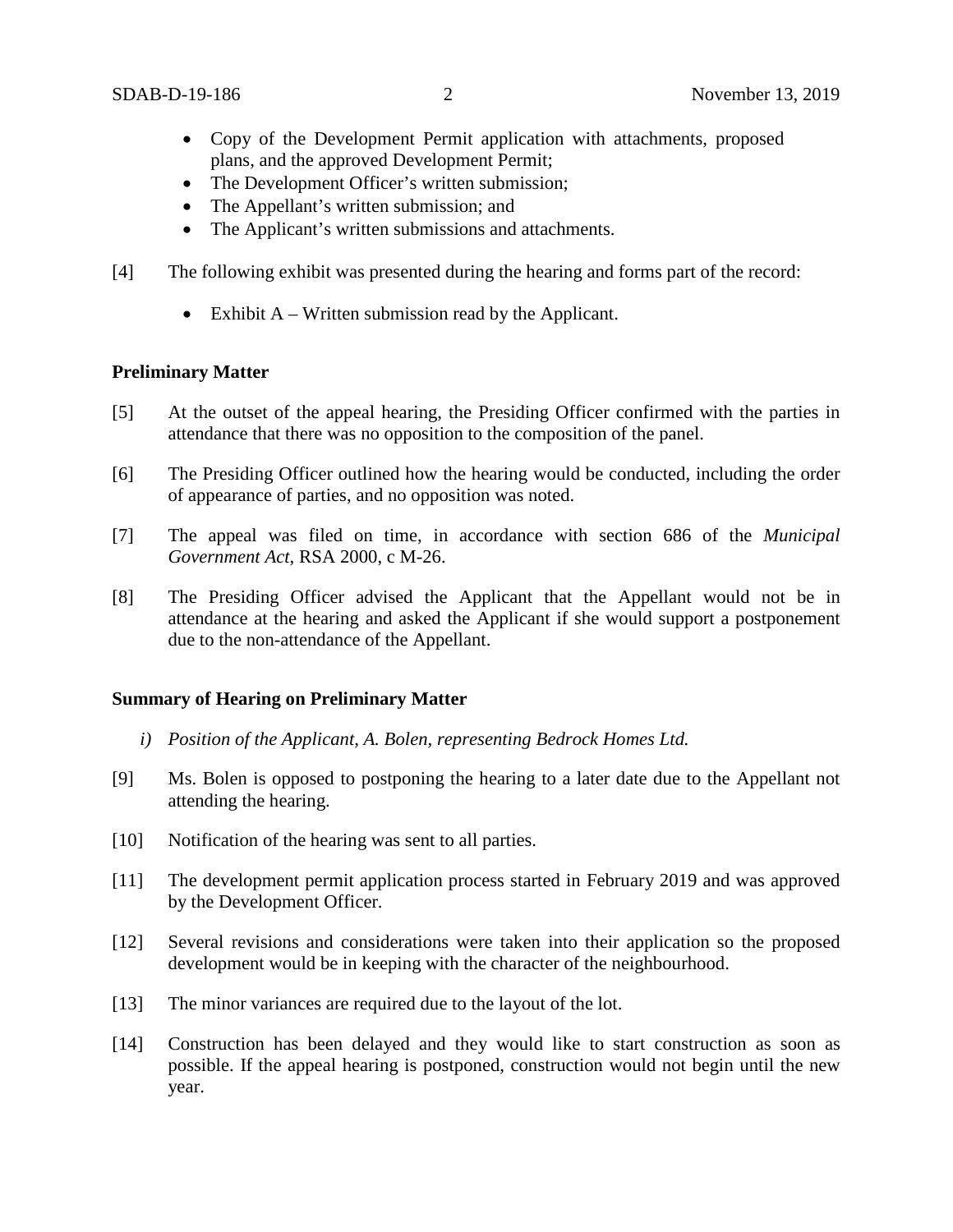- Copy of the Development Permit application with attachments, proposed plans, and the approved Development Permit;
- The Development Officer's written submission;
- The Appellant's written submission; and
- The Applicant's written submissions and attachments.

[4] The following exhibit was presented during the hearing and forms part of the record:

- Exhibit A – Written submission read by the Applicant.

**Preliminary Matter**

[5] At the outset of the appeal hearing, the Presiding Officer confirmed with the parties in attendance that there was no opposition to the composition of the panel.

[6] The Presiding Officer outlined how the hearing would be conducted, including the order of appearance of parties, and no opposition was noted.

[7] The appeal was filed on time, in accordance with section 686 of the *Municipal Government Act*, RSA 2000, c M-26.

[8] The Presiding Officer advised the Applicant that the Appellant would not be in attendance at the hearing and asked the Applicant if she would support a postponement due to the non-attendance of the Appellant.

**Summary of Hearing on Preliminary Matter**

*i) Position of the Applicant, A. Bolen, representing Bedrock Homes Ltd.*

[9] Ms. Bolen is opposed to postponing the hearing to a later date due to the Appellant not attending the hearing.

[10] Notification of the hearing was sent to all parties.

[11] The development permit application process started in February 2019 and was approved by the Development Officer.

[12] Several revisions and considerations were taken into their application so the proposed development would be in keeping with the character of the neighbourhood.

[13] The minor variances are required due to the layout of the lot.

[14] Construction has been delayed and they would like to start construction as soon as possible. If the appeal hearing is postponed, construction would not begin until the new year.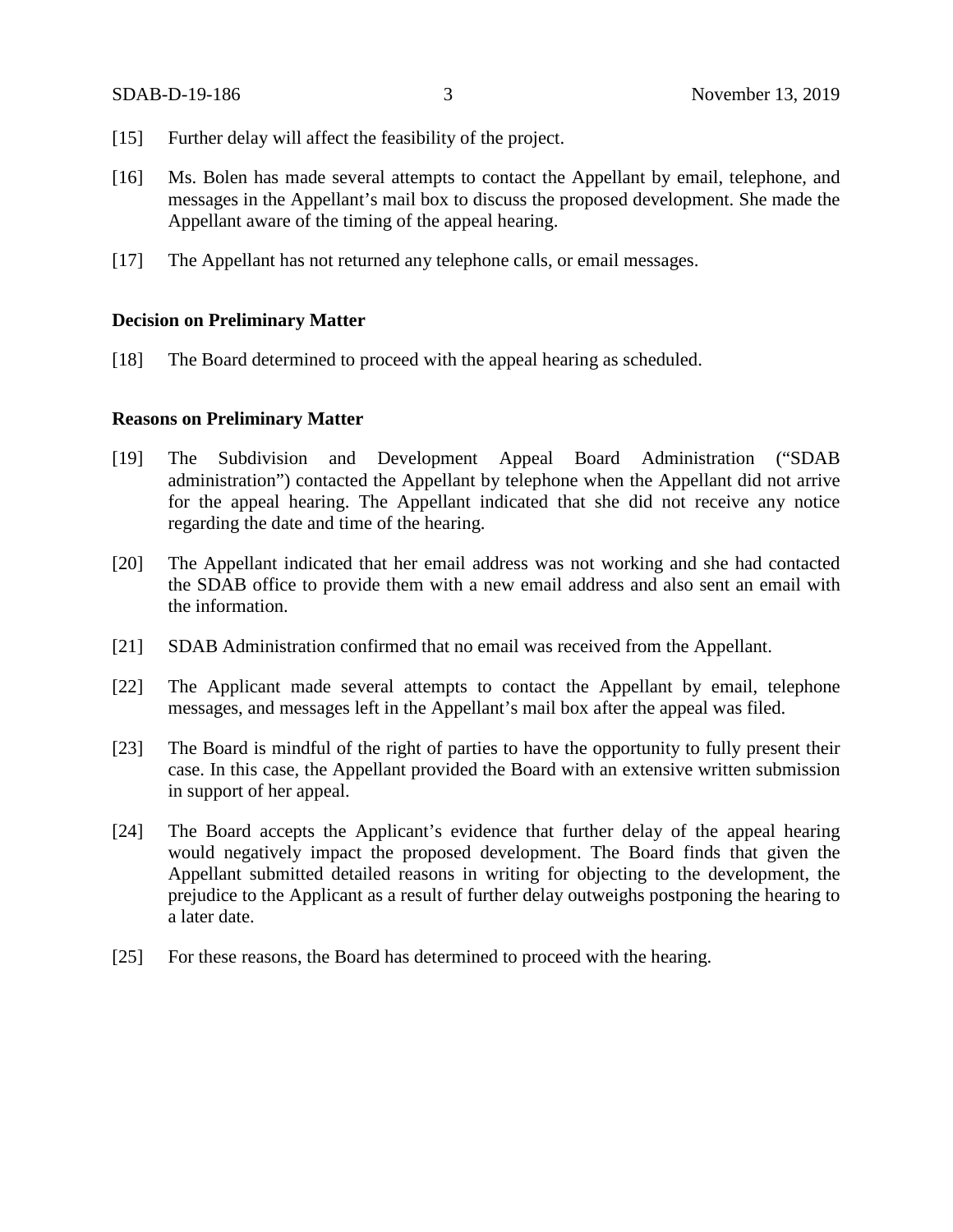[15] Further delay will affect the feasibility of the project.

[16] Ms. Bolen has made several attempts to contact the Appellant by email, telephone, and messages in the Appellant's mail box to discuss the proposed development. She made the Appellant aware of the timing of the appeal hearing.

[17] The Appellant has not returned any telephone calls, or email messages.

**Decision on Preliminary Matter**

[18] The Board determined to proceed with the appeal hearing as scheduled.

**Reasons on Preliminary Matter**

[19] The Subdivision and Development Appeal Board Administration ("SDAB administration") contacted the Appellant by telephone when the Appellant did not arrive for the appeal hearing. The Appellant indicated that she did not receive any notice regarding the date and time of the hearing.

[20] The Appellant indicated that her email address was not working and she had contacted the SDAB office to provide them with a new email address and also sent an email with the information.

[21] SDAB Administration confirmed that no email was received from the Appellant.

[22] The Applicant made several attempts to contact the Appellant by email, telephone messages, and messages left in the Appellant's mail box after the appeal was filed.

[23] The Board is mindful of the right of parties to have the opportunity to fully present their case. In this case, the Appellant provided the Board with an extensive written submission in support of her appeal.

[24] The Board accepts the Applicant's evidence that further delay of the appeal hearing would negatively impact the proposed development. The Board finds that given the Appellant submitted detailed reasons in writing for objecting to the development, the prejudice to the Applicant as a result of further delay outweighs postponing the hearing to a later date.

[25] For these reasons, the Board has determined to proceed with the hearing.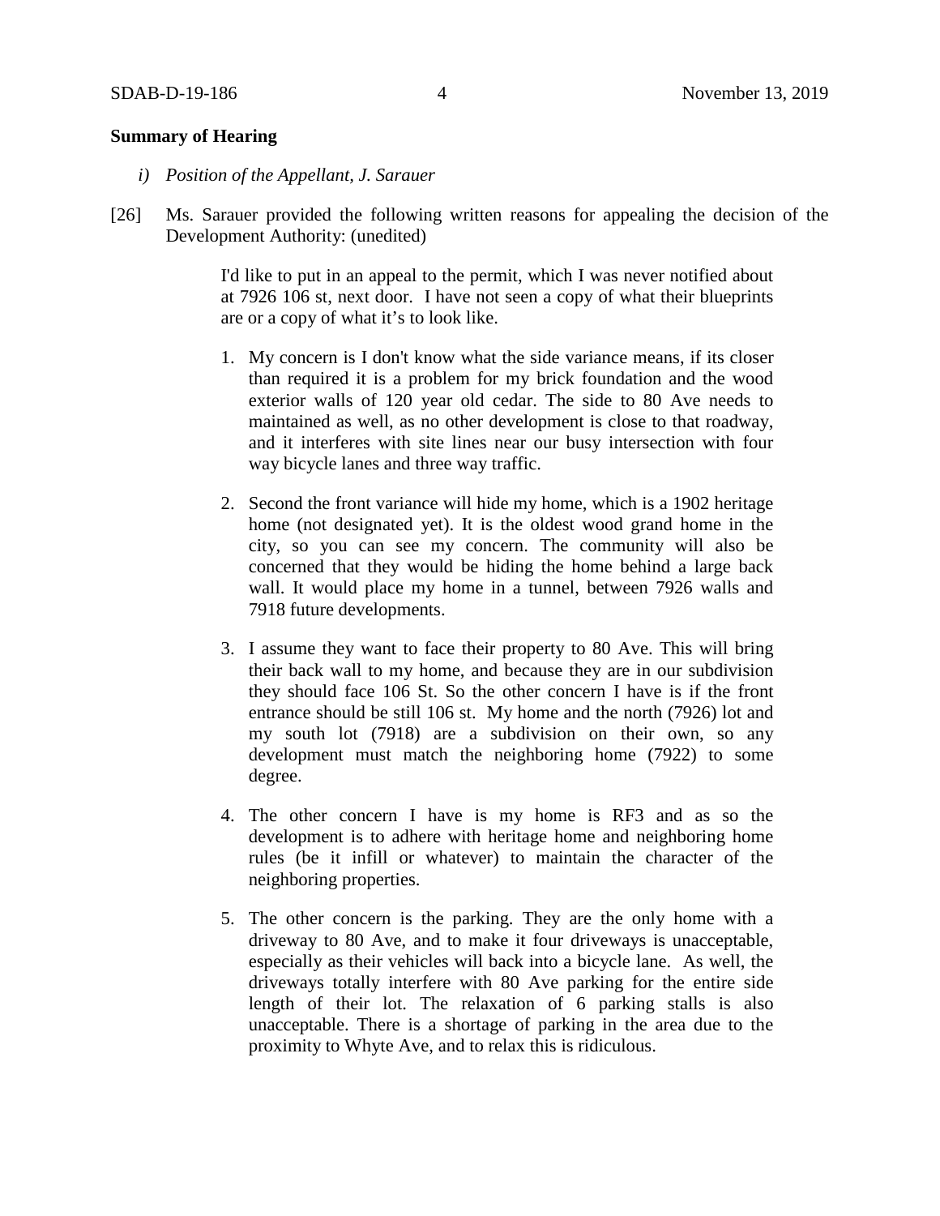**Summary of Hearing**

*i) Position of the Appellant, J. Sarauer*

[26] Ms. Sarauer provided the following written reasons for appealing the decision of the Development Authority: (unedited)

> I'd like to put in an appeal to the permit, which I was never notified about at 7926 106 st, next door. I have not seen a copy of what their blueprints are or a copy of what it's to look like.
>
> 1. My concern is I don't know what the side variance means, if its closer than required it is a problem for my brick foundation and the wood exterior walls of 120 year old cedar. The side to 80 Ave needs to maintained as well, as no other development is close to that roadway, and it interferes with site lines near our busy intersection with four way bicycle lanes and three way traffic.
>
> 2. Second the front variance will hide my home, which is a 1902 heritage home (not designated yet). It is the oldest wood grand home in the city, so you can see my concern. The community will also be concerned that they would be hiding the home behind a large back wall. It would place my home in a tunnel, between 7926 walls and 7918 future developments.
>
> 3. I assume they want to face their property to 80 Ave. This will bring their back wall to my home, and because they are in our subdivision they should face 106 St. So the other concern I have is if the front entrance should be still 106 st. My home and the north (7926) lot and my south lot (7918) are a subdivision on their own, so any development must match the neighboring home (7922) to some degree.
>
> 4. The other concern I have is my home is RF3 and as so the development is to adhere with heritage home and neighboring home rules (be it infill or whatever) to maintain the character of the neighboring properties.
>
> 5. The other concern is the parking. They are the only home with a driveway to 80 Ave, and to make it four driveways is unacceptable, especially as their vehicles will back into a bicycle lane. As well, the driveways totally interfere with 80 Ave parking for the entire side length of their lot. The relaxation of 6 parking stalls is also unacceptable. There is a shortage of parking in the area due to the proximity to Whyte Ave, and to relax this is ridiculous.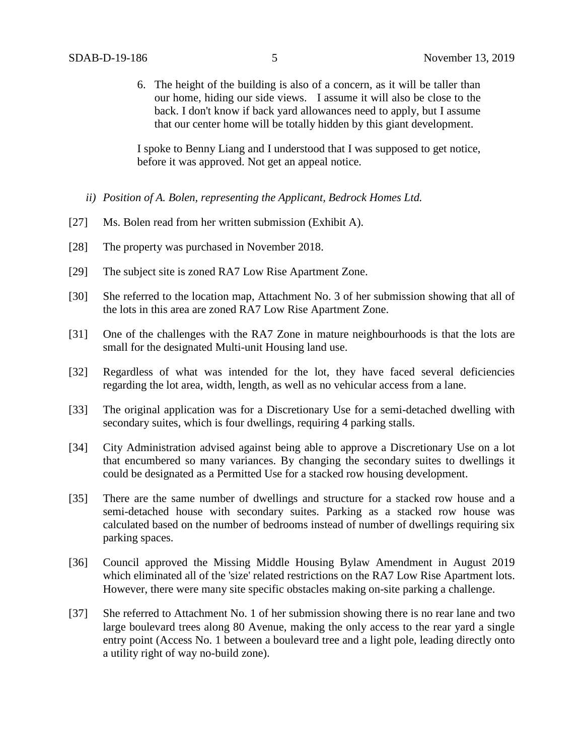6. The height of the building is also of a concern, as it will be taller than our home, hiding our side views. I assume it will also be close to the back. I don't know if back yard allowances need to apply, but I assume that our center home will be totally hidden by this giant development.

I spoke to Benny Liang and I understood that I was supposed to get notice, before it was approved. Not get an appeal notice.

*ii) Position of A. Bolen, representing the Applicant, Bedrock Homes Ltd.*

[27] Ms. Bolen read from her written submission (Exhibit A).

[28] The property was purchased in November 2018.

[29] The subject site is zoned RA7 Low Rise Apartment Zone.

[30] She referred to the location map, Attachment No. 3 of her submission showing that all of the lots in this area are zoned RA7 Low Rise Apartment Zone.

[31] One of the challenges with the RA7 Zone in mature neighbourhoods is that the lots are small for the designated Multi-unit Housing land use.

[32] Regardless of what was intended for the lot, they have faced several deficiencies regarding the lot area, width, length, as well as no vehicular access from a lane.

[33] The original application was for a Discretionary Use for a semi-detached dwelling with secondary suites, which is four dwellings, requiring 4 parking stalls.

[34] City Administration advised against being able to approve a Discretionary Use on a lot that encumbered so many variances. By changing the secondary suites to dwellings it could be designated as a Permitted Use for a stacked row housing development.

[35] There are the same number of dwellings and structure for a stacked row house and a semi-detached house with secondary suites. Parking as a stacked row house was calculated based on the number of bedrooms instead of number of dwellings requiring six parking spaces.

[36] Council approved the Missing Middle Housing Bylaw Amendment in August 2019 which eliminated all of the 'size' related restrictions on the RA7 Low Rise Apartment lots. However, there were many site specific obstacles making on-site parking a challenge.

[37] She referred to Attachment No. 1 of her submission showing there is no rear lane and two large boulevard trees along 80 Avenue, making the only access to the rear yard a single entry point (Access No. 1 between a boulevard tree and a light pole, leading directly onto a utility right of way no-build zone).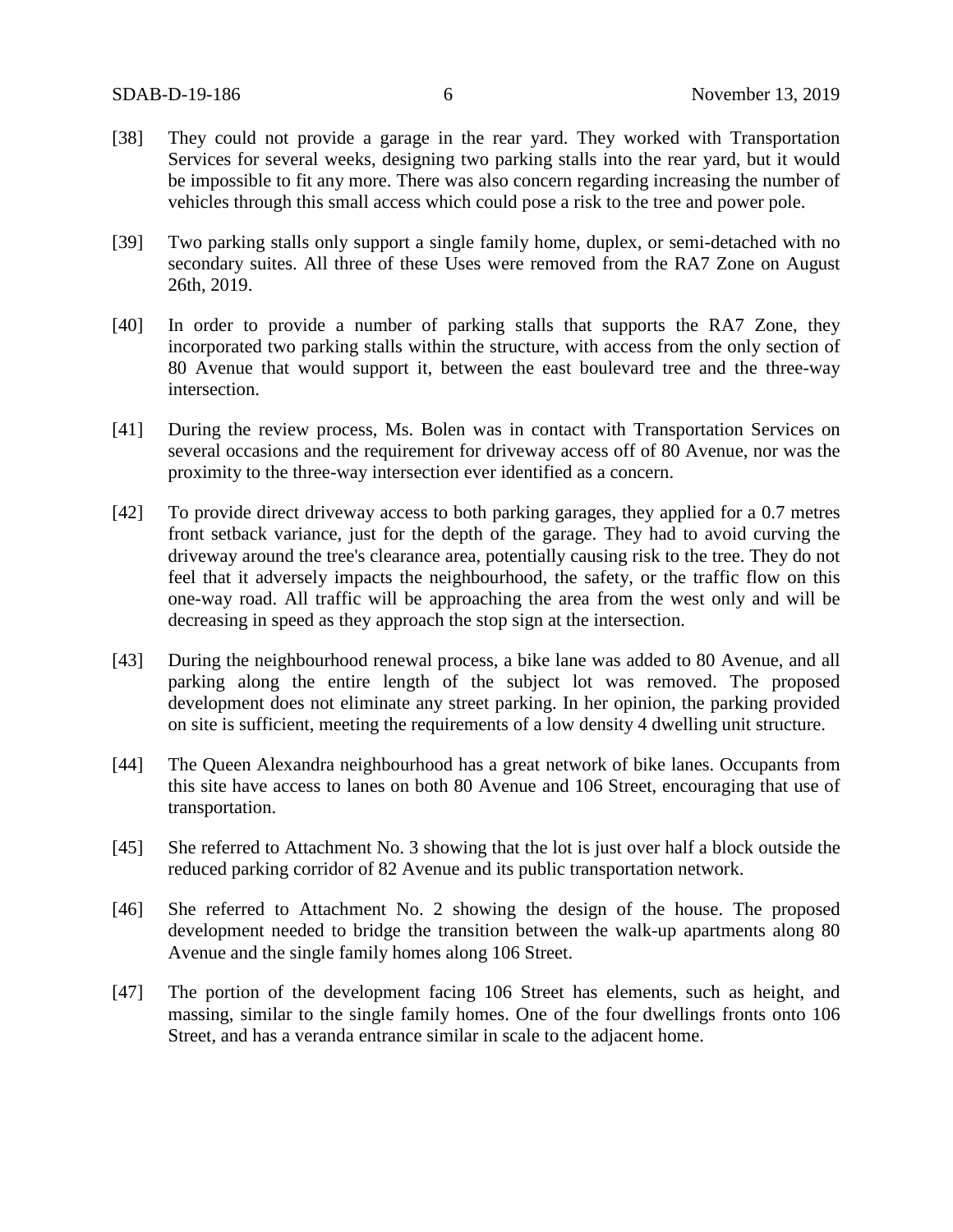[38] They could not provide a garage in the rear yard. They worked with Transportation Services for several weeks, designing two parking stalls into the rear yard, but it would be impossible to fit any more. There was also concern regarding increasing the number of vehicles through this small access which could pose a risk to the tree and power pole.

[39] Two parking stalls only support a single family home, duplex, or semi-detached with no secondary suites. All three of these Uses were removed from the RA7 Zone on August 26th, 2019.

[40] In order to provide a number of parking stalls that supports the RA7 Zone, they incorporated two parking stalls within the structure, with access from the only section of 80 Avenue that would support it, between the east boulevard tree and the three-way intersection.

[41] During the review process, Ms. Bolen was in contact with Transportation Services on several occasions and the requirement for driveway access off of 80 Avenue, nor was the proximity to the three-way intersection ever identified as a concern.

[42] To provide direct driveway access to both parking garages, they applied for a 0.7 metres front setback variance, just for the depth of the garage. They had to avoid curving the driveway around the tree's clearance area, potentially causing risk to the tree. They do not feel that it adversely impacts the neighbourhood, the safety, or the traffic flow on this one-way road. All traffic will be approaching the area from the west only and will be decreasing in speed as they approach the stop sign at the intersection.

[43] During the neighbourhood renewal process, a bike lane was added to 80 Avenue, and all parking along the entire length of the subject lot was removed. The proposed development does not eliminate any street parking. In her opinion, the parking provided on site is sufficient, meeting the requirements of a low density 4 dwelling unit structure.

[44] The Queen Alexandra neighbourhood has a great network of bike lanes. Occupants from this site have access to lanes on both 80 Avenue and 106 Street, encouraging that use of transportation.

[45] She referred to Attachment No. 3 showing that the lot is just over half a block outside the reduced parking corridor of 82 Avenue and its public transportation network.

[46] She referred to Attachment No. 2 showing the design of the house. The proposed development needed to bridge the transition between the walk-up apartments along 80 Avenue and the single family homes along 106 Street.

[47] The portion of the development facing 106 Street has elements, such as height, and massing, similar to the single family homes. One of the four dwellings fronts onto 106 Street, and has a veranda entrance similar in scale to the adjacent home.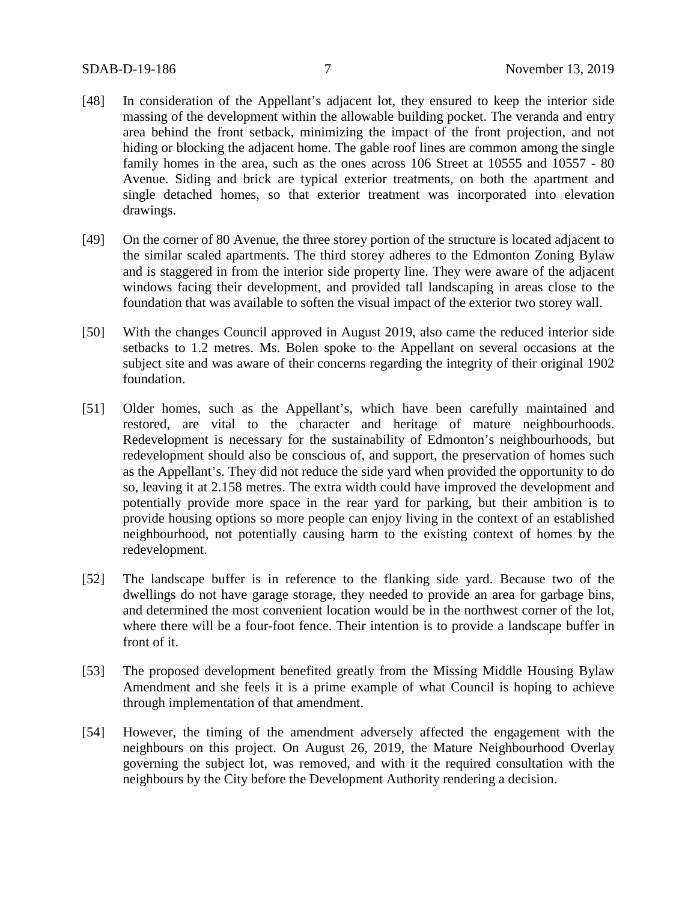[48] In consideration of the Appellant's adjacent lot, they ensured to keep the interior side massing of the development within the allowable building pocket. The veranda and entry area behind the front setback, minimizing the impact of the front projection, and not hiding or blocking the adjacent home. The gable roof lines are common among the single family homes in the area, such as the ones across 106 Street at 10555 and 10557 - 80 Avenue. Siding and brick are typical exterior treatments, on both the apartment and single detached homes, so that exterior treatment was incorporated into elevation drawings.

[49] On the corner of 80 Avenue, the three storey portion of the structure is located adjacent to the similar scaled apartments. The third storey adheres to the Edmonton Zoning Bylaw and is staggered in from the interior side property line. They were aware of the adjacent windows facing their development, and provided tall landscaping in areas close to the foundation that was available to soften the visual impact of the exterior two storey wall.

[50] With the changes Council approved in August 2019, also came the reduced interior side setbacks to 1.2 metres. Ms. Bolen spoke to the Appellant on several occasions at the subject site and was aware of their concerns regarding the integrity of their original 1902 foundation.

[51] Older homes, such as the Appellant's, which have been carefully maintained and restored, are vital to the character and heritage of mature neighbourhoods. Redevelopment is necessary for the sustainability of Edmonton's neighbourhoods, but redevelopment should also be conscious of, and support, the preservation of homes such as the Appellant's. They did not reduce the side yard when provided the opportunity to do so, leaving it at 2.158 metres. The extra width could have improved the development and potentially provide more space in the rear yard for parking, but their ambition is to provide housing options so more people can enjoy living in the context of an established neighbourhood, not potentially causing harm to the existing context of homes by the redevelopment.

[52] The landscape buffer is in reference to the flanking side yard. Because two of the dwellings do not have garage storage, they needed to provide an area for garbage bins, and determined the most convenient location would be in the northwest corner of the lot, where there will be a four-foot fence. Their intention is to provide a landscape buffer in front of it.

[53] The proposed development benefited greatly from the Missing Middle Housing Bylaw Amendment and she feels it is a prime example of what Council is hoping to achieve through implementation of that amendment.

[54] However, the timing of the amendment adversely affected the engagement with the neighbours on this project. On August 26, 2019, the Mature Neighbourhood Overlay governing the subject lot, was removed, and with it the required consultation with the neighbours by the City before the Development Authority rendering a decision.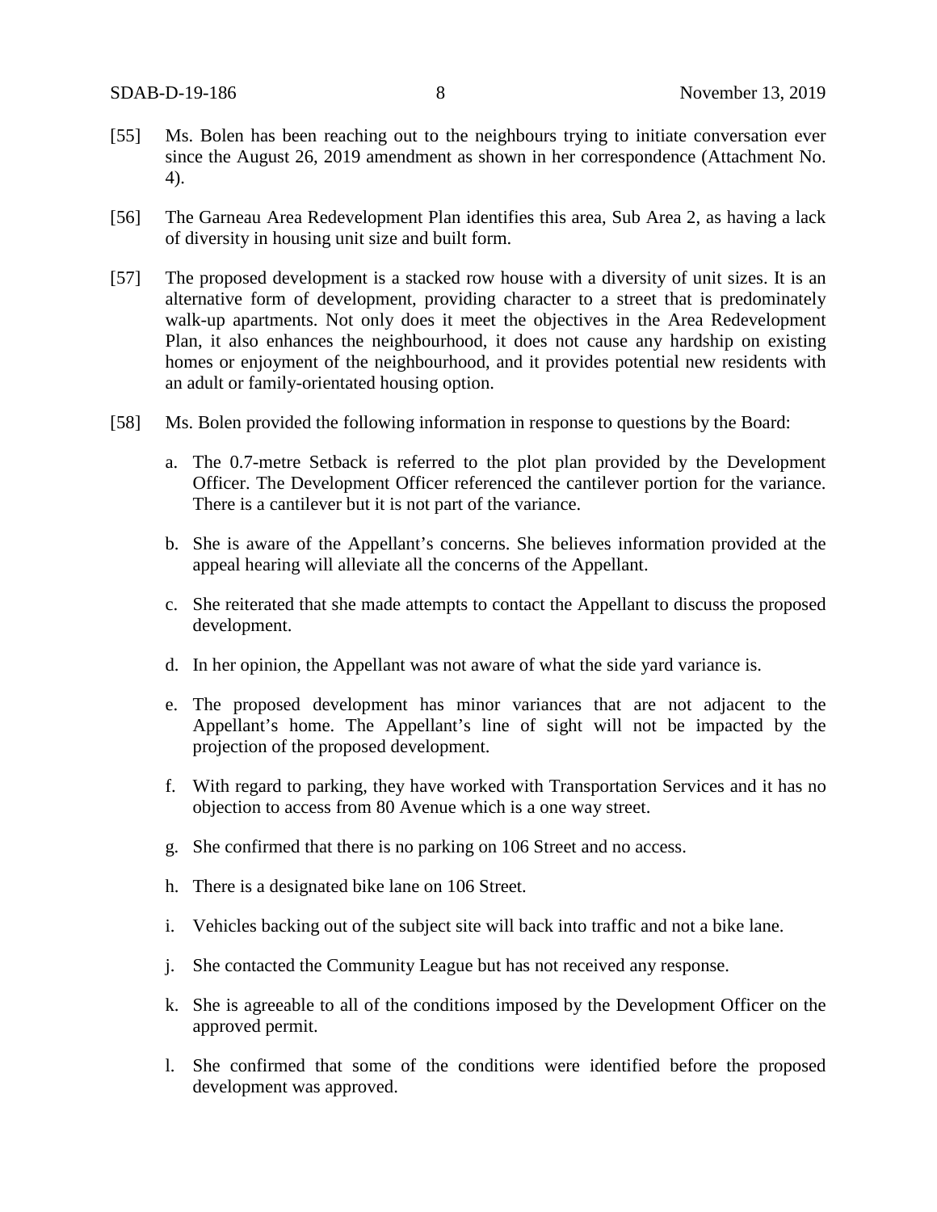[55] Ms. Bolen has been reaching out to the neighbours trying to initiate conversation ever since the August 26, 2019 amendment as shown in her correspondence (Attachment No. 4).

[56] The Garneau Area Redevelopment Plan identifies this area, Sub Area 2, as having a lack of diversity in housing unit size and built form.

[57] The proposed development is a stacked row house with a diversity of unit sizes. It is an alternative form of development, providing character to a street that is predominately walk-up apartments. Not only does it meet the objectives in the Area Redevelopment Plan, it also enhances the neighbourhood, it does not cause any hardship on existing homes or enjoyment of the neighbourhood, and it provides potential new residents with an adult or family-orientated housing option.

[58] Ms. Bolen provided the following information in response to questions by the Board:

a. The 0.7-metre Setback is referred to the plot plan provided by the Development Officer. The Development Officer referenced the cantilever portion for the variance. There is a cantilever but it is not part of the variance.

b. She is aware of the Appellant's concerns. She believes information provided at the appeal hearing will alleviate all the concerns of the Appellant.

c. She reiterated that she made attempts to contact the Appellant to discuss the proposed development.

d. In her opinion, the Appellant was not aware of what the side yard variance is.

e. The proposed development has minor variances that are not adjacent to the Appellant's home. The Appellant's line of sight will not be impacted by the projection of the proposed development.

f. With regard to parking, they have worked with Transportation Services and it has no objection to access from 80 Avenue which is a one way street.

g. She confirmed that there is no parking on 106 Street and no access.

h. There is a designated bike lane on 106 Street.

i. Vehicles backing out of the subject site will back into traffic and not a bike lane.

j. She contacted the Community League but has not received any response.

k. She is agreeable to all of the conditions imposed by the Development Officer on the approved permit.

l. She confirmed that some of the conditions were identified before the proposed development was approved.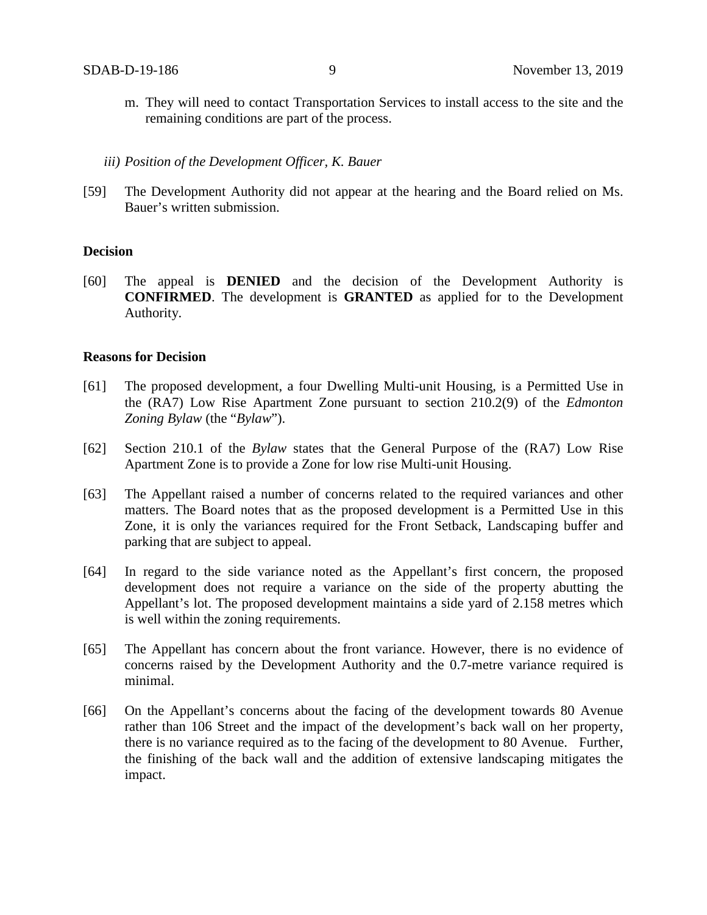m. They will need to contact Transportation Services to install access to the site and the remaining conditions are part of the process.

*iii) Position of the Development Officer, K. Bauer*

[59] The Development Authority did not appear at the hearing and the Board relied on Ms. Bauer's written submission.

**Decision**

[60] The appeal is **DENIED** and the decision of the Development Authority is **CONFIRMED**. The development is **GRANTED** as applied for to the Development Authority.

**Reasons for Decision**

[61] The proposed development, a four Dwelling Multi-unit Housing, is a Permitted Use in the (RA7) Low Rise Apartment Zone pursuant to section 210.2(9) of the *Edmonton Zoning Bylaw* (the "*Bylaw*").

[62] Section 210.1 of the *Bylaw* states that the General Purpose of the (RA7) Low Rise Apartment Zone is to provide a Zone for low rise Multi-unit Housing.

[63] The Appellant raised a number of concerns related to the required variances and other matters. The Board notes that as the proposed development is a Permitted Use in this Zone, it is only the variances required for the Front Setback, Landscaping buffer and parking that are subject to appeal.

[64] In regard to the side variance noted as the Appellant's first concern, the proposed development does not require a variance on the side of the property abutting the Appellant's lot. The proposed development maintains a side yard of 2.158 metres which is well within the zoning requirements.

[65] The Appellant has concern about the front variance. However, there is no evidence of concerns raised by the Development Authority and the 0.7-metre variance required is minimal.

[66] On the Appellant's concerns about the facing of the development towards 80 Avenue rather than 106 Street and the impact of the development's back wall on her property, there is no variance required as to the facing of the development to 80 Avenue. Further, the finishing of the back wall and the addition of extensive landscaping mitigates the impact.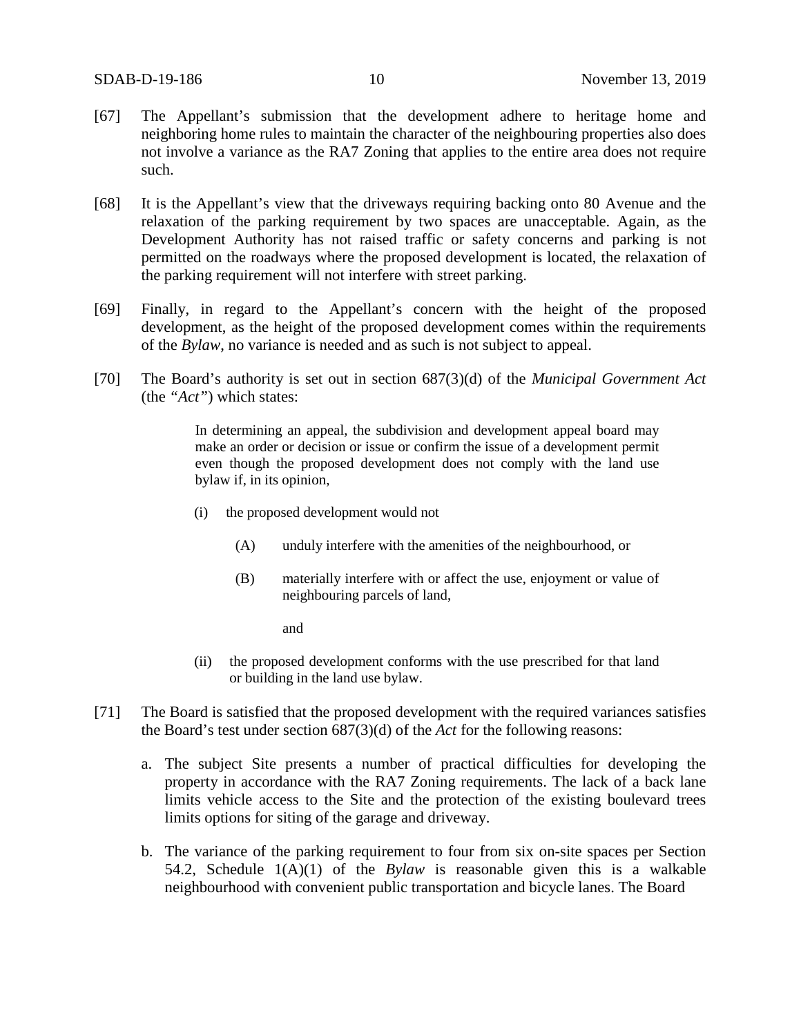[67] The Appellant's submission that the development adhere to heritage home and neighboring home rules to maintain the character of the neighbouring properties also does not involve a variance as the RA7 Zoning that applies to the entire area does not require such.

[68] It is the Appellant's view that the driveways requiring backing onto 80 Avenue and the relaxation of the parking requirement by two spaces are unacceptable. Again, as the Development Authority has not raised traffic or safety concerns and parking is not permitted on the roadways where the proposed development is located, the relaxation of the parking requirement will not interfere with street parking.

[69] Finally, in regard to the Appellant's concern with the height of the proposed development, as the height of the proposed development comes within the requirements of the *Bylaw*, no variance is needed and as such is not subject to appeal.

[70] The Board's authority is set out in section 687(3)(d) of the *Municipal Government Act* (the *"Act"*) which states:

> In determining an appeal, the subdivision and development appeal board may make an order or decision or issue or confirm the issue of a development permit even though the proposed development does not comply with the land use bylaw if, in its opinion,
>
> (i) the proposed development would not
>
> (A) unduly interfere with the amenities of the neighbourhood, or
>
> (B) materially interfere with or affect the use, enjoyment or value of neighbouring parcels of land,
>
> and
>
> (ii) the proposed development conforms with the use prescribed for that land or building in the land use bylaw.

[71] The Board is satisfied that the proposed development with the required variances satisfies the Board's test under section 687(3)(d) of the *Act* for the following reasons:

a. The subject Site presents a number of practical difficulties for developing the property in accordance with the RA7 Zoning requirements. The lack of a back lane limits vehicle access to the Site and the protection of the existing boulevard trees limits options for siting of the garage and driveway.

b. The variance of the parking requirement to four from six on-site spaces per Section 54.2, Schedule 1(A)(1) of the *Bylaw* is reasonable given this is a walkable neighbourhood with convenient public transportation and bicycle lanes. The Board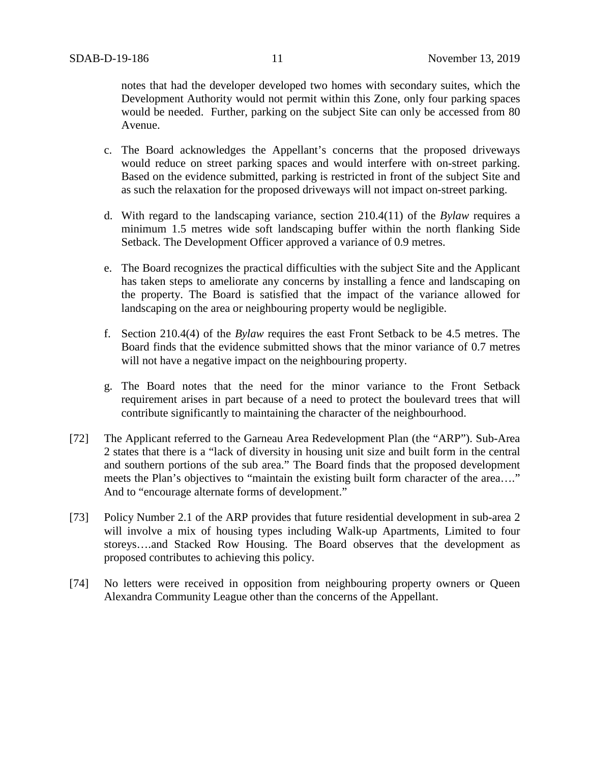notes that had the developer developed two homes with secondary suites, which the Development Authority would not permit within this Zone, only four parking spaces would be needed. Further, parking on the subject Site can only be accessed from 80 Avenue.

c. The Board acknowledges the Appellant's concerns that the proposed driveways would reduce on street parking spaces and would interfere with on-street parking. Based on the evidence submitted, parking is restricted in front of the subject Site and as such the relaxation for the proposed driveways will not impact on-street parking.

d. With regard to the landscaping variance, section 210.4(11) of the *Bylaw* requires a minimum 1.5 metres wide soft landscaping buffer within the north flanking Side Setback. The Development Officer approved a variance of 0.9 metres.

e. The Board recognizes the practical difficulties with the subject Site and the Applicant has taken steps to ameliorate any concerns by installing a fence and landscaping on the property. The Board is satisfied that the impact of the variance allowed for landscaping on the area or neighbouring property would be negligible.

f. Section 210.4(4) of the *Bylaw* requires the east Front Setback to be 4.5 metres. The Board finds that the evidence submitted shows that the minor variance of 0.7 metres will not have a negative impact on the neighbouring property.

g. The Board notes that the need for the minor variance to the Front Setback requirement arises in part because of a need to protect the boulevard trees that will contribute significantly to maintaining the character of the neighbourhood.

[72] The Applicant referred to the Garneau Area Redevelopment Plan (the "ARP"). Sub-Area 2 states that there is a "lack of diversity in housing unit size and built form in the central and southern portions of the sub area." The Board finds that the proposed development meets the Plan's objectives to "maintain the existing built form character of the area…." And to "encourage alternate forms of development."

[73] Policy Number 2.1 of the ARP provides that future residential development in sub-area 2 will involve a mix of housing types including Walk-up Apartments, Limited to four storeys….and Stacked Row Housing. The Board observes that the development as proposed contributes to achieving this policy.

[74] No letters were received in opposition from neighbouring property owners or Queen Alexandra Community League other than the concerns of the Appellant.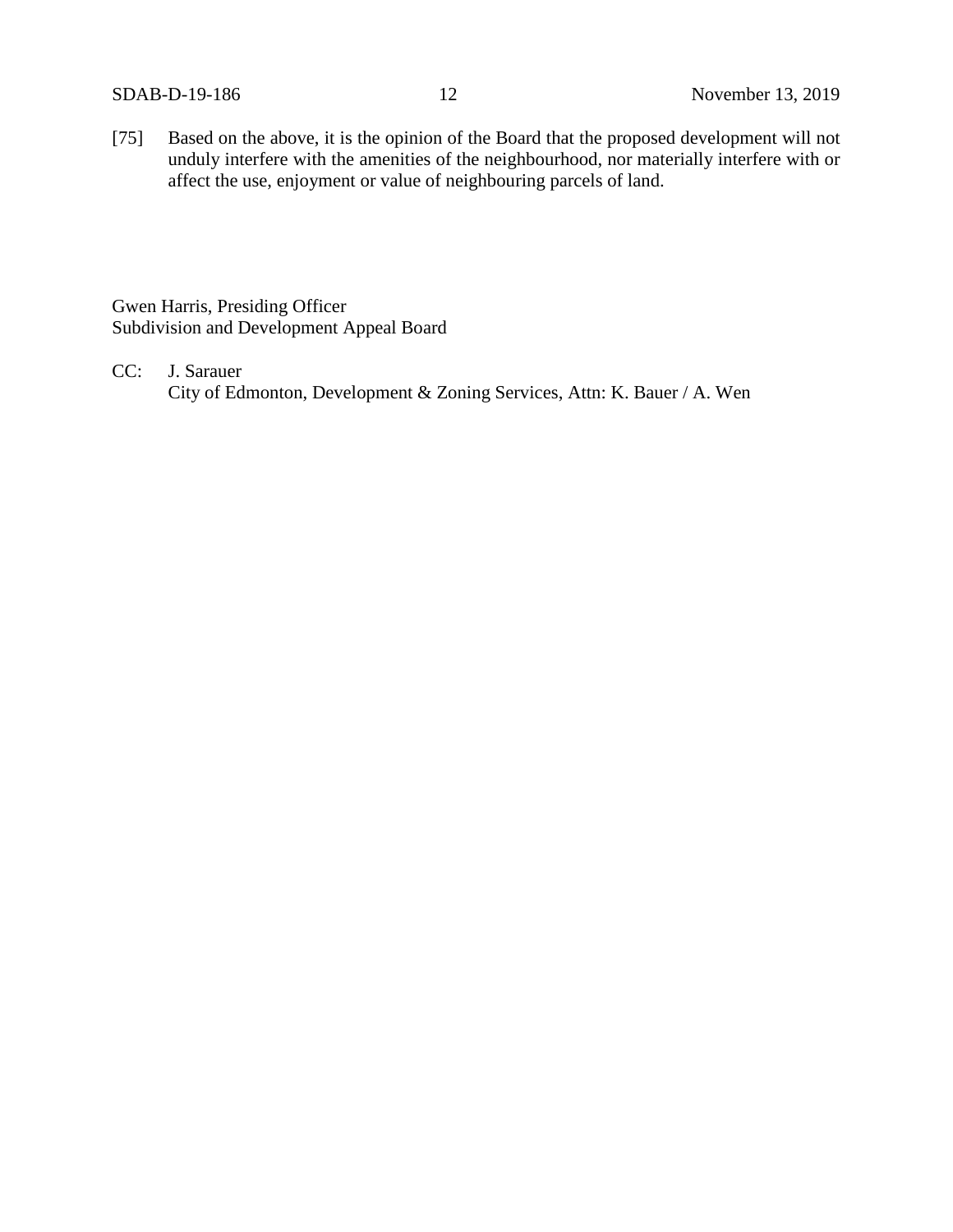[75] Based on the above, it is the opinion of the Board that the proposed development will not unduly interfere with the amenities of the neighbourhood, nor materially interfere with or affect the use, enjoyment or value of neighbouring parcels of land.

Gwen Harris, Presiding Officer
Subdivision and Development Appeal Board

CC: J. Sarauer
City of Edmonton, Development & Zoning Services, Attn: K. Bauer / A. Wen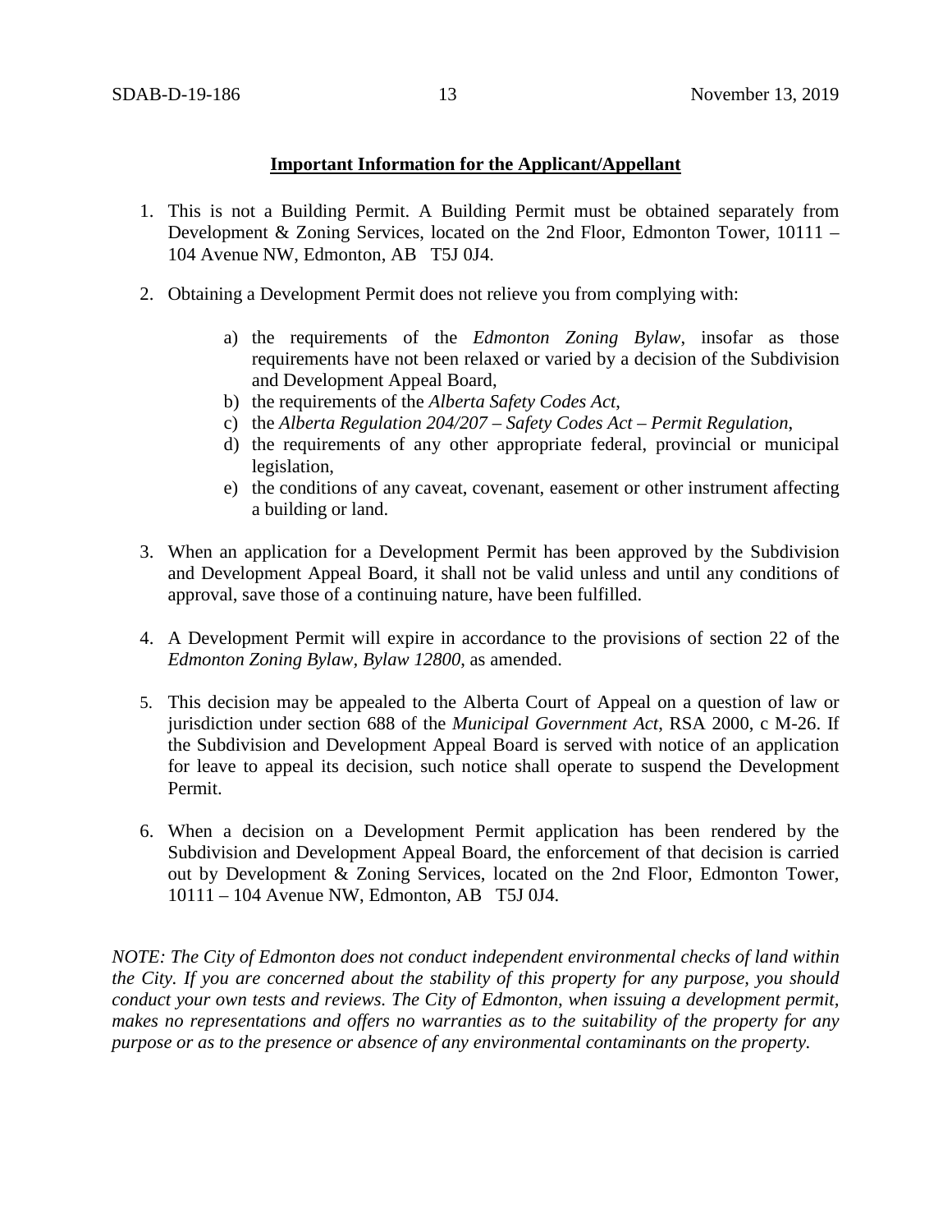**Important Information for the Applicant/Appellant**

1. This is not a Building Permit. A Building Permit must be obtained separately from Development & Zoning Services, located on the 2nd Floor, Edmonton Tower, 10111 – 104 Avenue NW, Edmonton, AB T5J 0J4.

2. Obtaining a Development Permit does not relieve you from complying with:

    a) the requirements of the *Edmonton Zoning Bylaw*, insofar as those requirements have not been relaxed or varied by a decision of the Subdivision and Development Appeal Board,
    b) the requirements of the *Alberta Safety Codes Act*,
    c) the *Alberta Regulation 204/207 – Safety Codes Act – Permit Regulation*,
    d) the requirements of any other appropriate federal, provincial or municipal legislation,
    e) the conditions of any caveat, covenant, easement or other instrument affecting a building or land.

3. When an application for a Development Permit has been approved by the Subdivision and Development Appeal Board, it shall not be valid unless and until any conditions of approval, save those of a continuing nature, have been fulfilled.

4. A Development Permit will expire in accordance to the provisions of section 22 of the *Edmonton Zoning Bylaw, Bylaw 12800*, as amended.

5. This decision may be appealed to the Alberta Court of Appeal on a question of law or jurisdiction under section 688 of the *Municipal Government Act*, RSA 2000, c M-26. If the Subdivision and Development Appeal Board is served with notice of an application for leave to appeal its decision, such notice shall operate to suspend the Development Permit.

6. When a decision on a Development Permit application has been rendered by the Subdivision and Development Appeal Board, the enforcement of that decision is carried out by Development & Zoning Services, located on the 2nd Floor, Edmonton Tower, 10111 – 104 Avenue NW, Edmonton, AB T5J 0J4.

*NOTE: The City of Edmonton does not conduct independent environmental checks of land within the City. If you are concerned about the stability of this property for any purpose, you should conduct your own tests and reviews. The City of Edmonton, when issuing a development permit, makes no representations and offers no warranties as to the suitability of the property for any purpose or as to the presence or absence of any environmental contaminants on the property.*